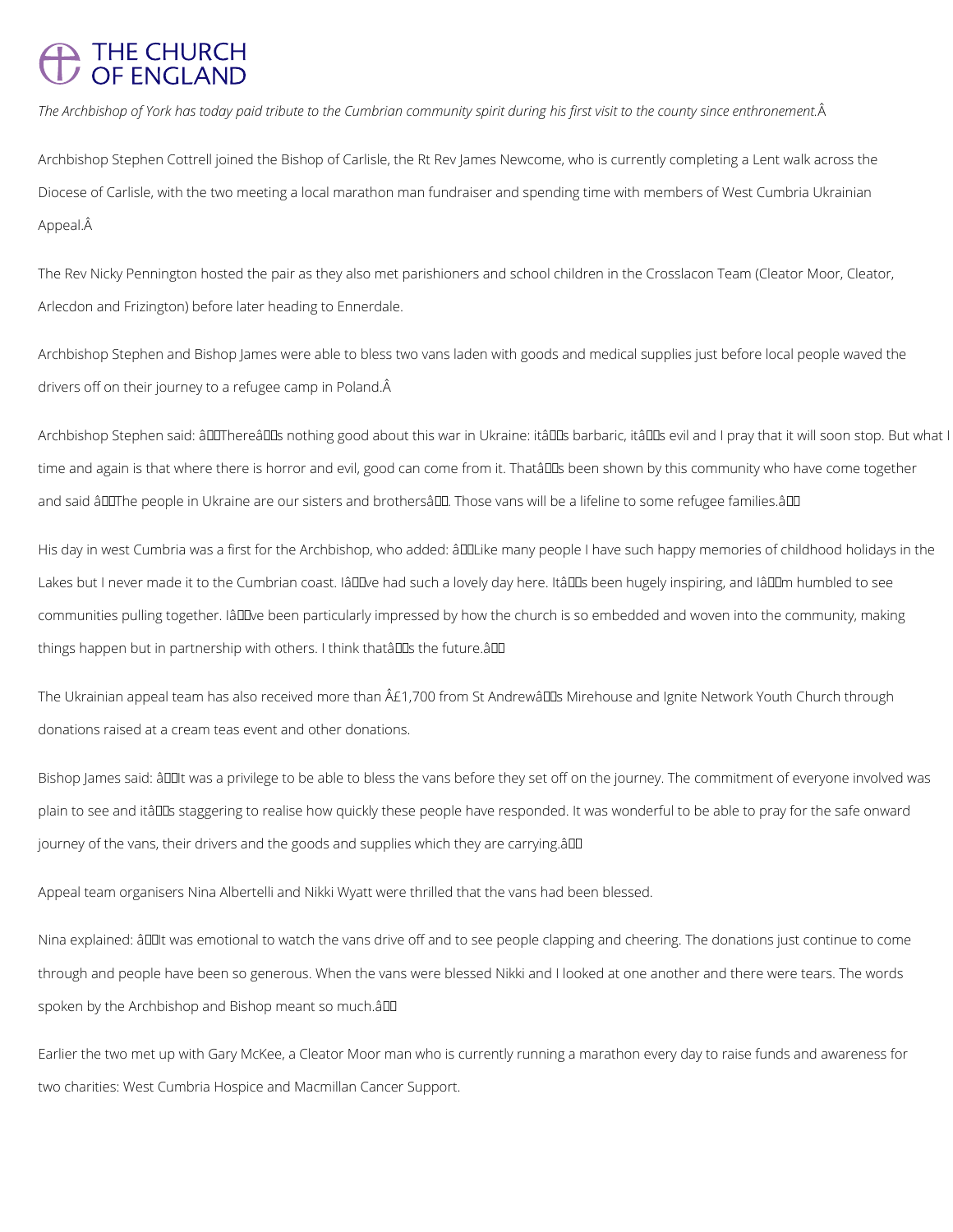THE CHURCH OF ENGLAND

*The Archbishop of York has today paid tribute to the Cumbrian community spirit during his first visit to the county since enthronement.Â*

Archbishop Stephen Cottrell joined the Bishop of Carlisle, the Rt Rev James Newcome, who is currently completing a Lent walk across the Diocese of Carlisle, with the two meeting a local marathon man fundraiser and spending time with members of West Cumbria Ukrainian Appeal.Â

The Rev Nicky Pennington hosted the pair as they also met parishioners and school children in the Crosslacon Team (Cleator Moor, Cleator, Arlecdon and Frizington) before later heading to Ennerdale.

Archbishop Stephen and Bishop James were able to bless two vans laden with goods and medical supplies just before local people waved the drivers off on their journey to a refugee camp in Poland.Â

Archbishop Stephen said: âThereâs nothing good about this war in Ukraine: itâs barbaric, itâs evil and I pray that it will soon stop. But what I time and again is that where there is horror and evil, good can come from it. Thatâs been shown by this community who have come together and said âThe people in Ukraine are our sisters and brothersâ. Those vans will be a lifeline to some refugee families.â

His day in west Cumbria was a first for the Archbishop, who added: âLike many people I have such happy memories of childhood holidays in the Lakes but I never made it to the Cumbrian coast. Iâve had such a lovely day here. Itâs been hugely inspiring, and Iâm humbled to see communities pulling together. Iâve been particularly impressed by how the church is so embedded and woven into the community, making things happen but in partnership with others. I think thatâs the future.â

The Ukrainian appeal team has also received more than Â£1,700 from St Andrewâs Mirehouse and Ignite Network Youth Church through donations raised at a cream teas event and other donations.

Bishop James said: âIt was a privilege to be able to bless the vans before they set off on the journey. The commitment of everyone involved was plain to see and itâs staggering to realise how quickly these people have responded. It was wonderful to be able to pray for the safe onward journey of the vans, their drivers and the goods and supplies which they are carrying.â

Appeal team organisers Nina Albertelli and Nikki Wyatt were thrilled that the vans had been blessed.

Nina explained: âIt was emotional to watch the vans drive off and to see people clapping and cheering. The donations just continue to come through and people have been so generous. When the vans were blessed Nikki and I looked at one another and there were tears. The words spoken by the Archbishop and Bishop meant so much.â

Earlier the two met up with Gary McKee, a Cleator Moor man who is currently running a marathon every day to raise funds and awareness for two charities: West Cumbria Hospice and Macmillan Cancer Support.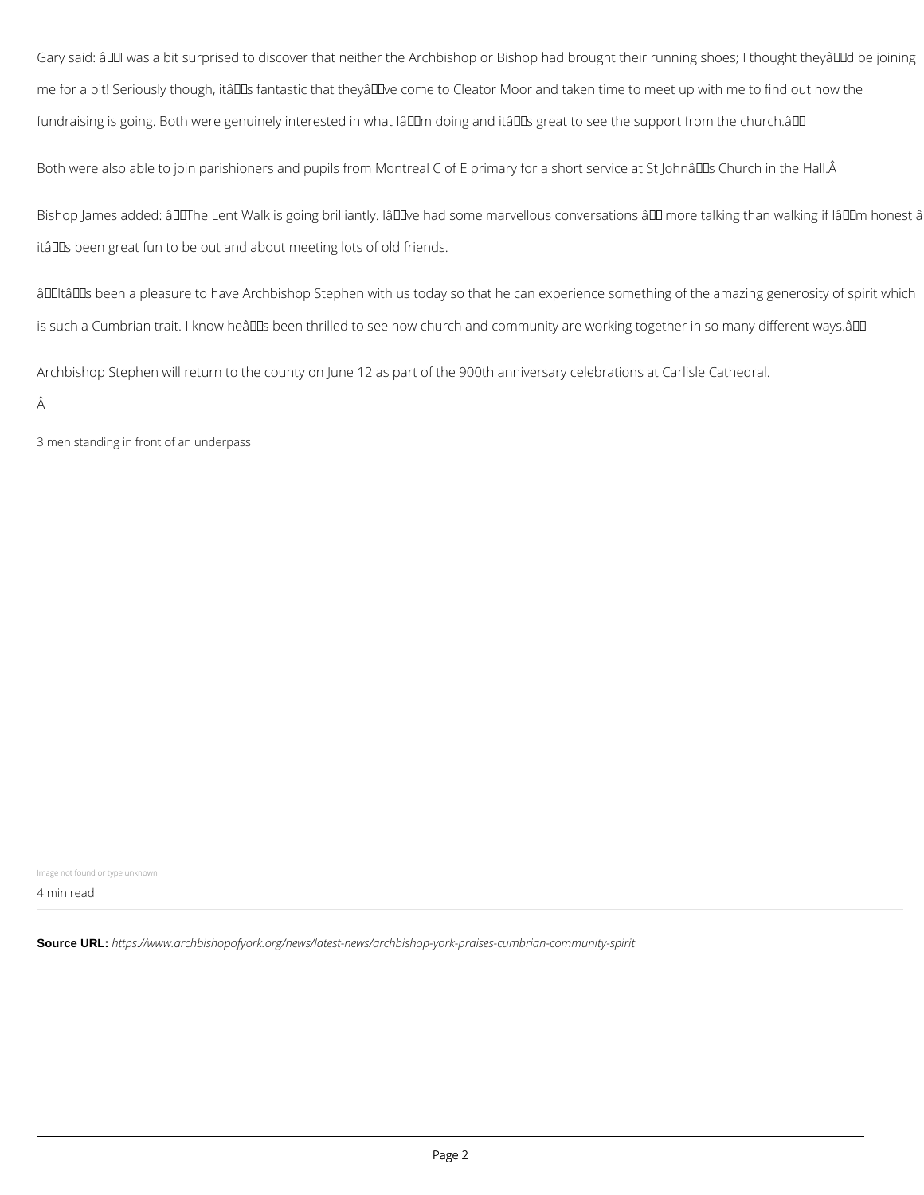Gary said: â I was a bit surprised to discover that neither the Archbishop or Bishop had brought their running shoes; I thought theyâd be joining me for a bit! Seriously though, itâs fantastic that theyâve come to Cleator Moor and taken time to meet up with me to find out how the fundraising is going. Both were genuinely interested in what Iâm doing and itâs great to see the support from the church.â

Both were also able to join parishioners and pupils from Montreal C of E primary for a short service at St Johnâs Church in the Hall.Â

Bishop James added: âThe Lent Walk is going brilliantly. Iâve had some marvellous conversations â more talking than walking if Iâm honest â itâs been great fun to be out and about meeting lots of old friends.

âItâs been a pleasure to have Archbishop Stephen with us today so that he can experience something of the amazing generosity of spirit which is such a Cumbrian trait. I know heâs been thrilled to see how church and community are working together in so many different ways.â

Archbishop Stephen will return to the county on June 12 as part of the 900th anniversary celebrations at Carlisle Cathedral.

Â

3 men standing in front of an underpass

Image not found or type unknown

4 min read

**Source URL:** *https://www.archbishopofyork.org/news/latest-news/archbishop-york-praises-cumbrian-community-spirit*